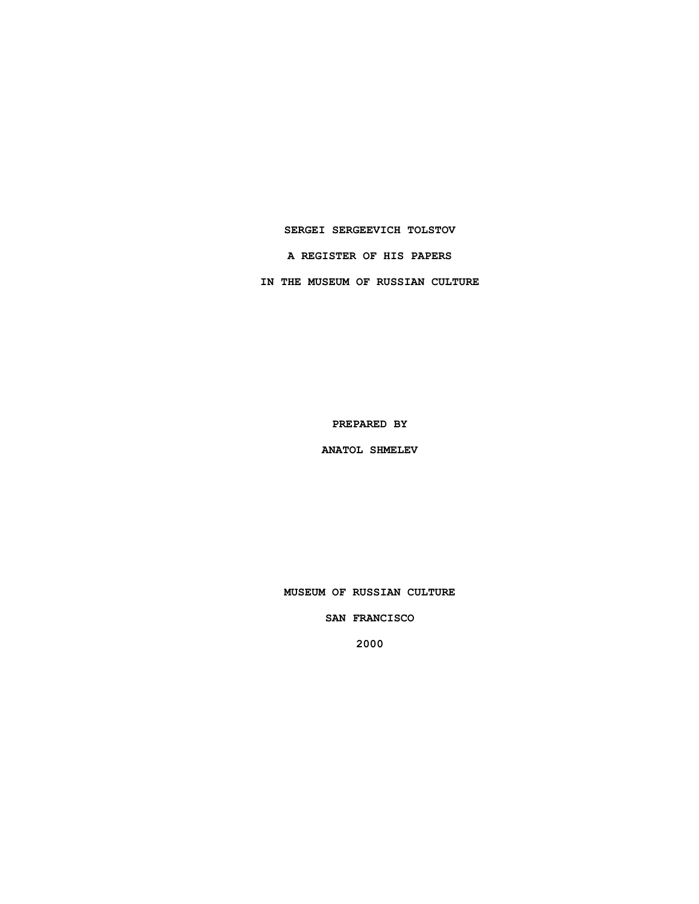# SERGEI SERGEEVICH TOLSTOV

## A REGISTER OF HIS PAPERS

## IN THE MUSEUM OF RUSSIAN CULTURE

PREPARED BY

ANATOL SHMELEV

MUSEUM OF RUSSIAN CULTURE

SAN FRANCISCO

2000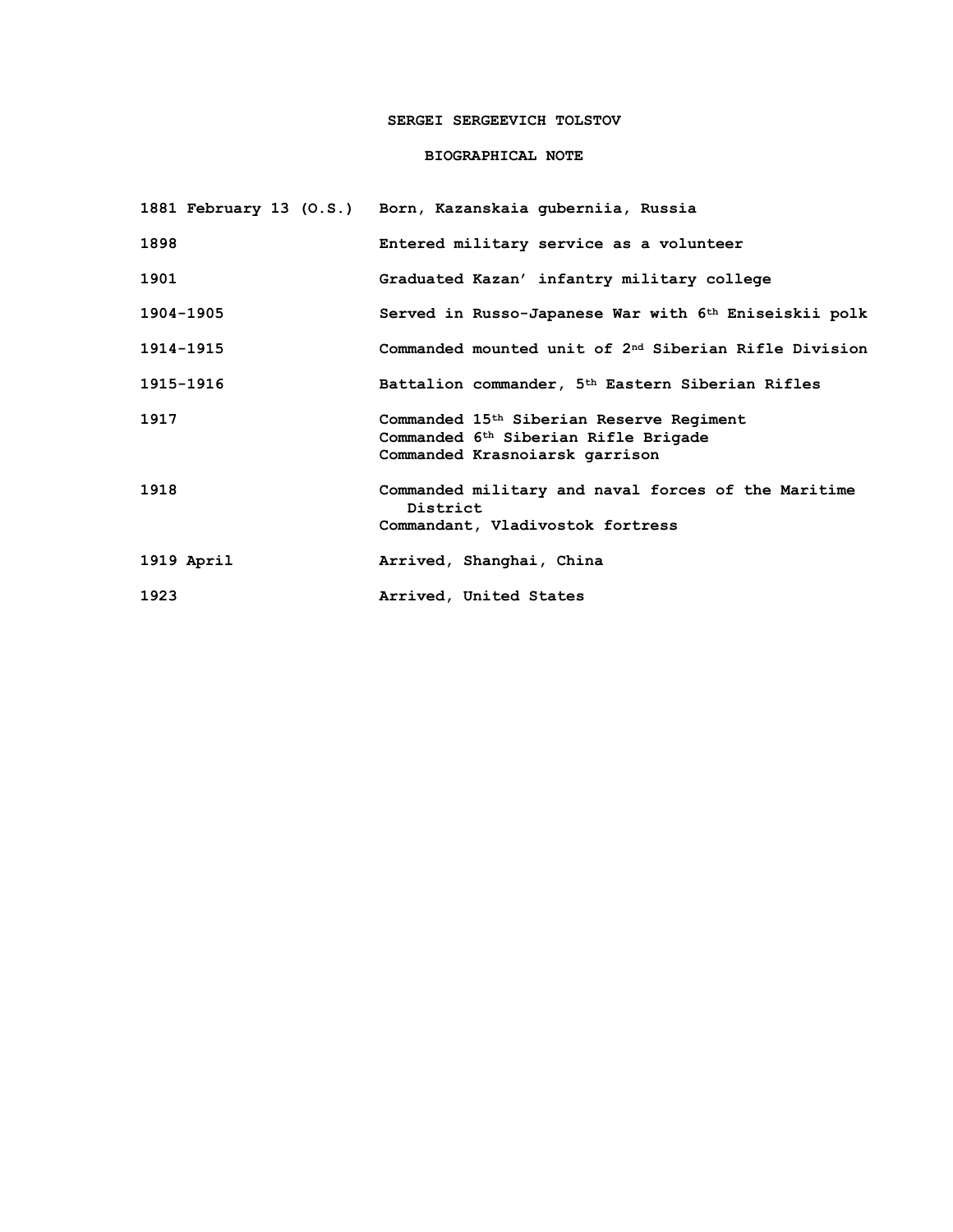# SERGEI SERGEEVICH TOLSTOV

## BIOGRAPHICAL NOTE

| | |
|---|---|
| 1881 February 13 (O.S.) | Born, Kazanskaia guberniia, Russia |
| 1898 | Entered military service as a volunteer |
| 1901 | Graduated Kazan' infantry military college |
| 1904-1905 | Served in Russo-Japanese War with 6th Eniseiskii polk |
| 1914-1915 | Commanded mounted unit of 2nd Siberian Rifle Division |
| 1915-1916 | Battalion commander, 5th Eastern Siberian Rifles |
| 1917 | Commanded 15th Siberian Reserve Regiment<br>Commanded 6th Siberian Rifle Brigade<br>Commanded Krasnoiarsk garrison |
| 1918 | Commanded military and naval forces of the Maritime District<br>Commandant, Vladivostok fortress |
| 1919 April | Arrived, Shanghai, China |
| 1923 | Arrived, United States |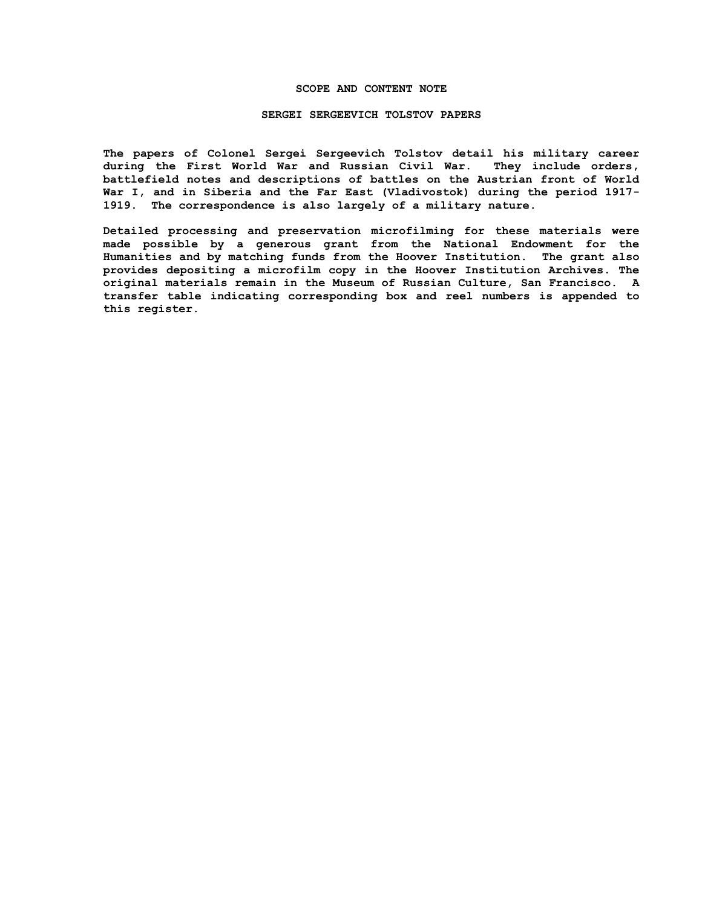## SCOPE AND CONTENT NOTE

## SERGEI SERGEEVICH TOLSTOV PAPERS

The papers of Colonel Sergei Sergeevich Tolstov detail his military career during the First World War and Russian Civil War. They include orders, battlefield notes and descriptions of battles on the Austrian front of World War I, and in Siberia and the Far East (Vladivostok) during the period 1917-1919. The correspondence is also largely of a military nature.

Detailed processing and preservation microfilming for these materials were made possible by a generous grant from the National Endowment for the Humanities and by matching funds from the Hoover Institution. The grant also provides depositing a microfilm copy in the Hoover Institution Archives. The original materials remain in the Museum of Russian Culture, San Francisco. A transfer table indicating corresponding box and reel numbers is appended to this register.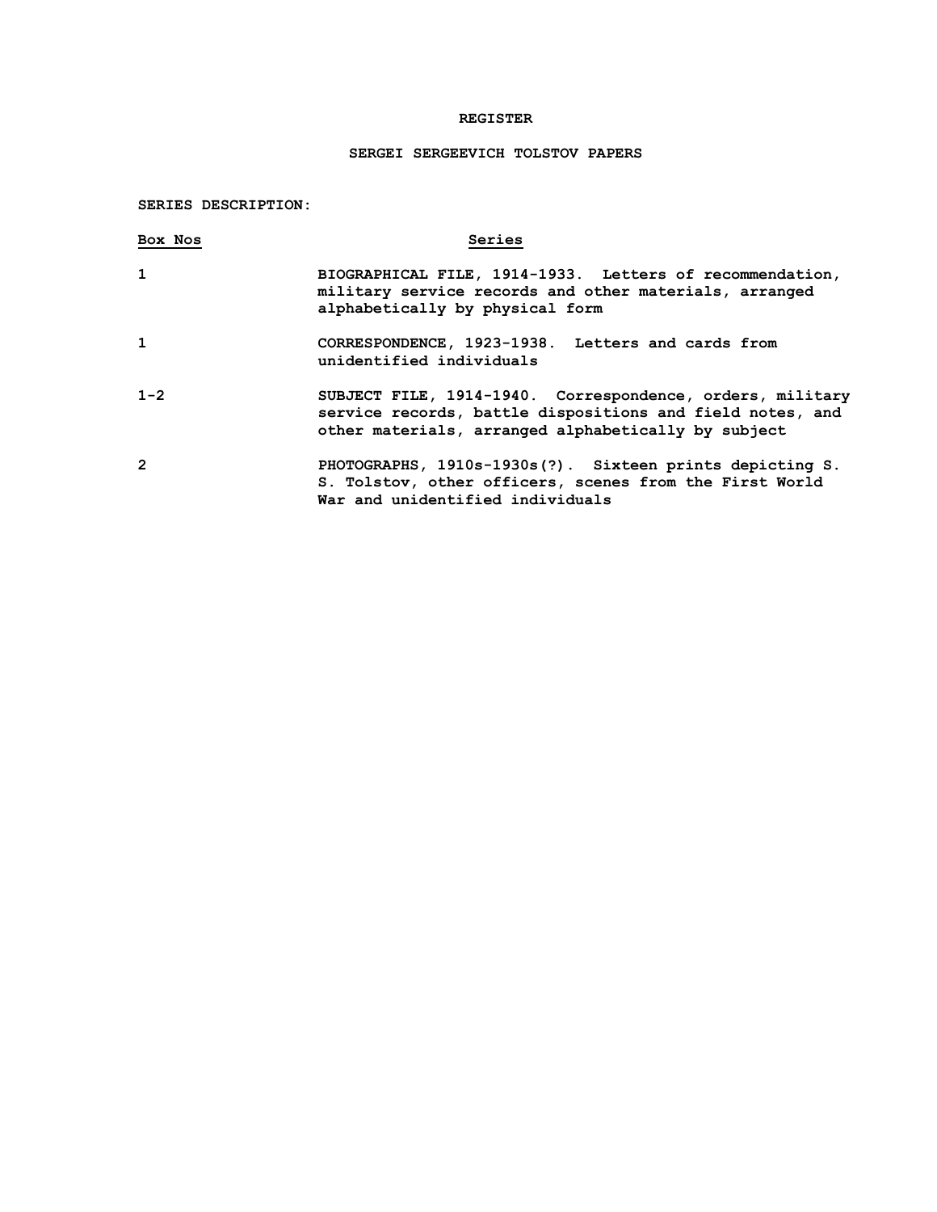**REGISTER**

**SERGEI SERGEEVICH TOLSTOV PAPERS**

**SERIES DESCRIPTION:**

| Box Nos | Series |
|---|---|
| 1 | BIOGRAPHICAL FILE, 1914-1933. Letters of recommendation, military service records and other materials, arranged alphabetically by physical form |
| 1 | CORRESPONDENCE, 1923-1938. Letters and cards from unidentified individuals |
| 1-2 | SUBJECT FILE, 1914-1940. Correspondence, orders, military service records, battle dispositions and field notes, and other materials, arranged alphabetically by subject |
| 2 | PHOTOGRAPHS, 1910s-1930s(?). Sixteen prints depicting S. S. Tolstov, other officers, scenes from the First World War and unidentified individuals |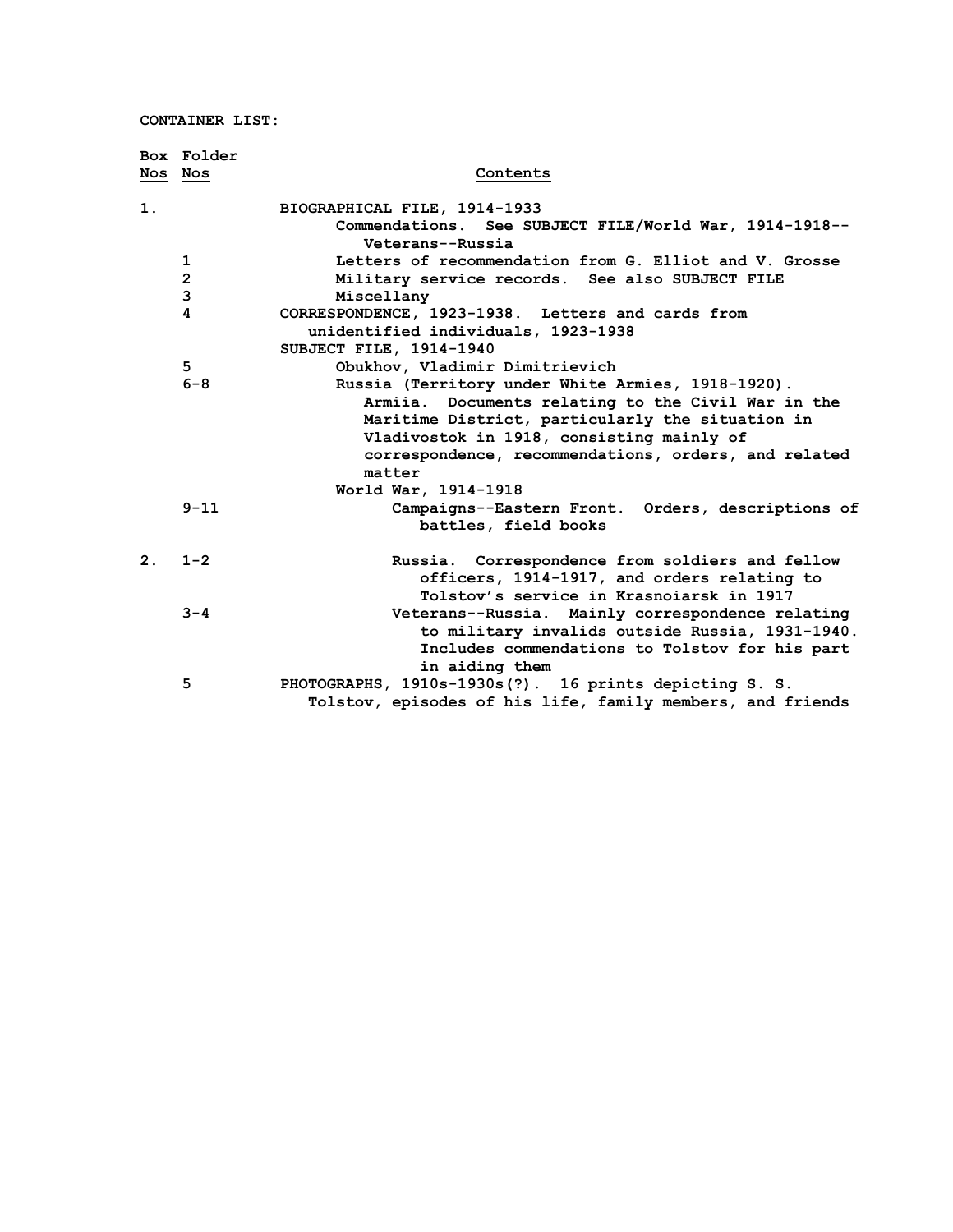CONTAINER LIST:

| Box Nos | Folder Nos | Contents |
|---|---|---|
| 1. | | BIOGRAPHICAL FILE, 1914-1933 |
| | | Commendations. See SUBJECT FILE/World War, 1914-1918--Veterans--Russia |
| | 1 | Letters of recommendation from G. Elliot and V. Grosse |
| | 2 | Military service records. See also SUBJECT FILE |
| | 3 | Miscellany |
| | 4 | CORRESPONDENCE, 1923-1938. Letters and cards from unidentified individuals, 1923-1938 |
| | | SUBJECT FILE, 1914-1940 |
| | 5 | Obukhov, Vladimir Dimitrievich |
| | 6-8 | Russia (Territory under White Armies, 1918-1920). Armiia. Documents relating to the Civil War in the Maritime District, particularly the situation in Vladivostok in 1918, consisting mainly of correspondence, recommendations, orders, and related matter |
| | | World War, 1914-1918 |
| | 9-11 | Campaigns--Eastern Front. Orders, descriptions of battles, field books |
| 2. | 1-2 | Russia. Correspondence from soldiers and fellow officers, 1914-1917, and orders relating to Tolstov's service in Krasnoiarsk in 1917 |
| | 3-4 | Veterans--Russia. Mainly correspondence relating to military invalids outside Russia, 1931-1940. Includes commendations to Tolstov for his part in aiding them |
| | 5 | PHOTOGRAPHS, 1910s-1930s(?). 16 prints depicting S. S. Tolstov, episodes of his life, family members, and friends |